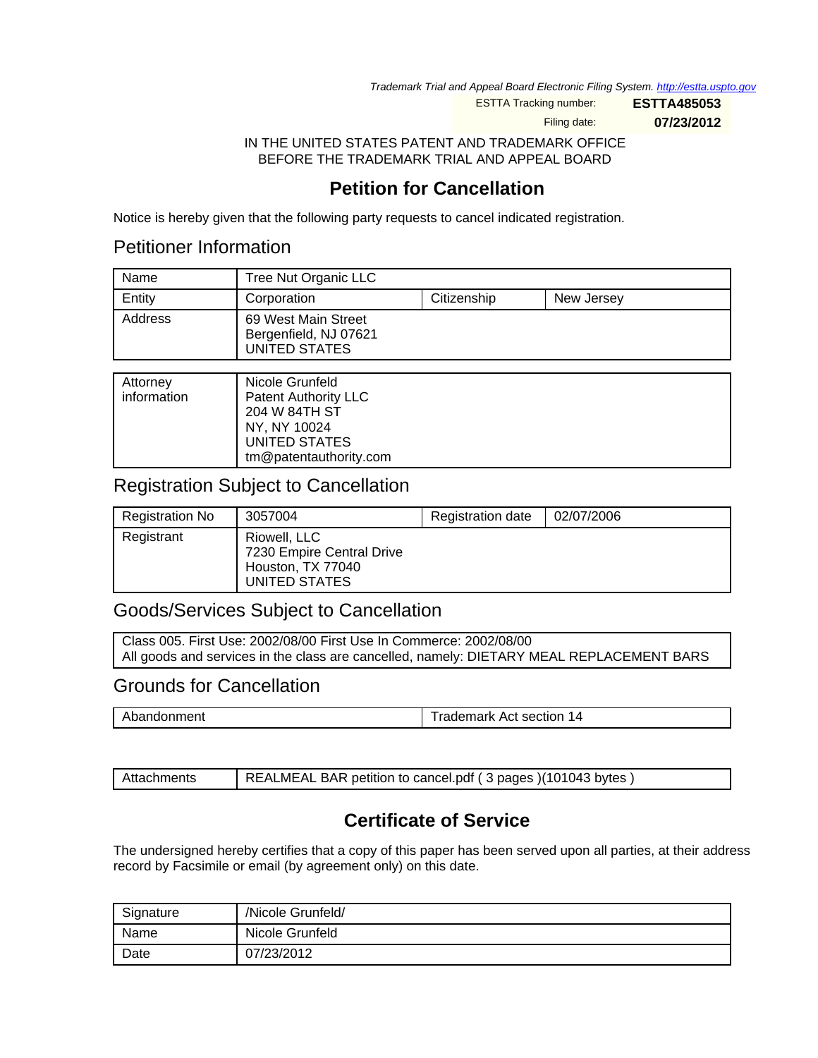*Trademark Trial and Appeal Board Electronic Filing System. http://estta.uspto.gov*

| | |
|---|---|
| ESTTA Tracking number: | **ESTTA485053** |
| Filing date: | **07/23/2012** |

IN THE UNITED STATES PATENT AND TRADEMARK OFFICE
BEFORE THE TRADEMARK TRIAL AND APPEAL BOARD

# Petition for Cancellation

Notice is hereby given that the following party requests to cancel indicated registration.

## Petitioner Information

| | | | |
|---|---|---|---|
| Name | Tree Nut Organic LLC | | |
| Entity | Corporation | Citizenship | New Jersey |
| Address | 69 West Main Street<br>Bergenfield, NJ 07621<br>UNITED STATES | | |

| | |
|---|---|
| Attorney information | Nicole Grunfeld<br>Patent Authority LLC<br>204 W 84TH ST<br>NY, NY 10024<br>UNITED STATES<br>tm@patentauthority.com |

## Registration Subject to Cancellation

| | | | |
|---|---|---|---|
| Registration No | 3057004 | Registration date | 02/07/2006 |
| Registrant | Riowell, LLC<br>7230 Empire Central Drive<br>Houston, TX 77040<br>UNITED STATES | | |

## Goods/Services Subject to Cancellation

Class 005. First Use: 2002/08/00 First Use In Commerce: 2002/08/00
All goods and services in the class are cancelled, namely: DIETARY MEAL REPLACEMENT BARS

## Grounds for Cancellation

| | |
|---|---|
| Abandonment | Trademark Act section 14 |

| | |
|---|---|
| Attachments | REALMEAL BAR petition to cancel.pdf ( 3 pages )(101043 bytes ) |

# Certificate of Service

The undersigned hereby certifies that a copy of this paper has been served upon all parties, at their address record by Facsimile or email (by agreement only) on this date.

| | |
|---|---|
| Signature | /Nicole Grunfeld/ |
| Name | Nicole Grunfeld |
| Date | 07/23/2012 |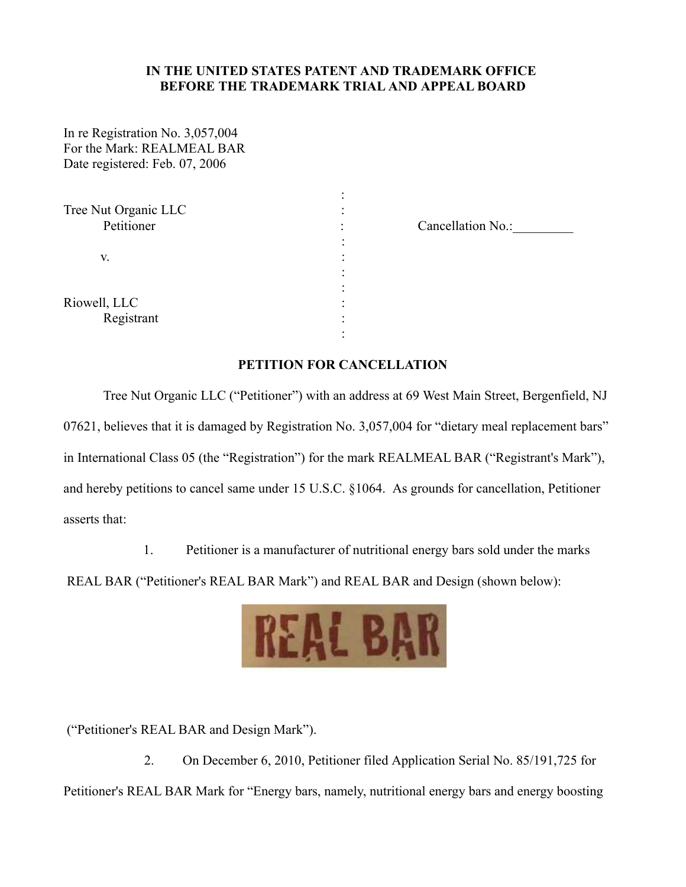**IN THE UNITED STATES PATENT AND TRADEMARK OFFICE**
**BEFORE THE TRADEMARK TRIAL AND APPEAL BOARD**

In re Registration No. 3,057,004
For the Mark: REALMEAL BAR
Date registered: Feb. 07, 2006

| | | |
|---|---|---|
| Tree Nut Organic LLC | : | |
| Petitioner | : | Cancellation No.:_________ |
| | : | |
| v. | : | |
| | : | |
| Riowell, LLC | : | |
| Registrant | : | |

## PETITION FOR CANCELLATION

Tree Nut Organic LLC ("Petitioner") with an address at 69 West Main Street, Bergenfield, NJ 07621, believes that it is damaged by Registration No. 3,057,004 for "dietary meal replacement bars" in International Class 05 (the "Registration") for the mark REALMEAL BAR ("Registrant's Mark"), and hereby petitions to cancel same under 15 U.S.C. §1064. As grounds for cancellation, Petitioner asserts that:

1. Petitioner is a manufacturer of nutritional energy bars sold under the marks REAL BAR ("Petitioner's REAL BAR Mark") and REAL BAR and Design (shown below):

REAL BAR

("Petitioner's REAL BAR and Design Mark").

2. On December 6, 2010, Petitioner filed Application Serial No. 85/191,725 for Petitioner's REAL BAR Mark for "Energy bars, namely, nutritional energy bars and energy boosting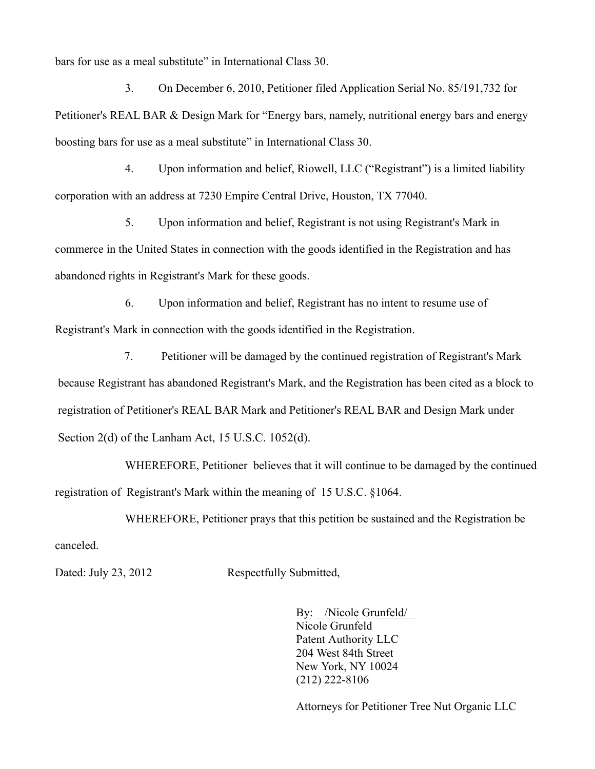bars for use as a meal substitute" in International Class 30.

3. On December 6, 2010, Petitioner filed Application Serial No. 85/191,732 for Petitioner's REAL BAR & Design Mark for "Energy bars, namely, nutritional energy bars and energy boosting bars for use as a meal substitute" in International Class 30.

4. Upon information and belief, Riowell, LLC ("Registrant") is a limited liability corporation with an address at 7230 Empire Central Drive, Houston, TX 77040.

5. Upon information and belief, Registrant is not using Registrant's Mark in commerce in the United States in connection with the goods identified in the Registration and has abandoned rights in Registrant's Mark for these goods.

6. Upon information and belief, Registrant has no intent to resume use of Registrant's Mark in connection with the goods identified in the Registration.

7. Petitioner will be damaged by the continued registration of Registrant's Mark because Registrant has abandoned Registrant's Mark, and the Registration has been cited as a block to registration of Petitioner's REAL BAR Mark and Petitioner's REAL BAR and Design Mark under Section 2(d) of the Lanham Act, 15 U.S.C. 1052(d).

WHEREFORE, Petitioner believes that it will continue to be damaged by the continued registration of Registrant's Mark within the meaning of 15 U.S.C. §1064.

WHEREFORE, Petitioner prays that this petition be sustained and the Registration be canceled.

Dated: July 23, 2012

Respectfully Submitted,

By: /Nicole Grunfeld/
Nicole Grunfeld
Patent Authority LLC
204 West 84th Street
New York, NY 10024
(212) 222-8106

Attorneys for Petitioner Tree Nut Organic LLC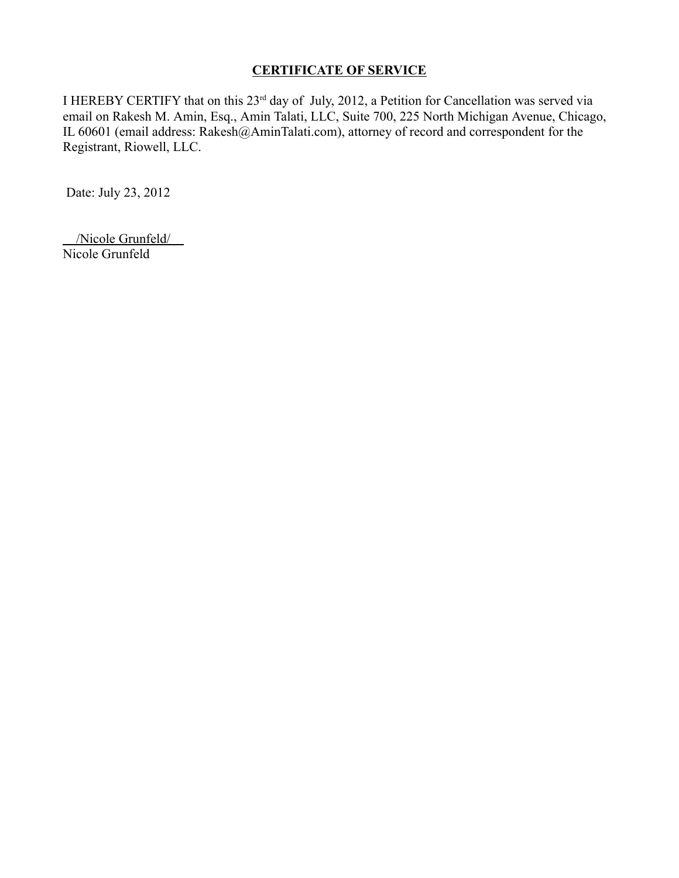**CERTIFICATE OF SERVICE**

I HEREBY CERTIFY that on this 23rd day of July, 2012, a Petition for Cancellation was served via email on Rakesh M. Amin, Esq., Amin Talati, LLC, Suite 700, 225 North Michigan Avenue, Chicago, IL 60601 (email address: Rakesh@AminTalati.com), attorney of record and correspondent for the Registrant, Riowell, LLC.

Date: July 23, 2012

/Nicole Grunfeld/
Nicole Grunfeld